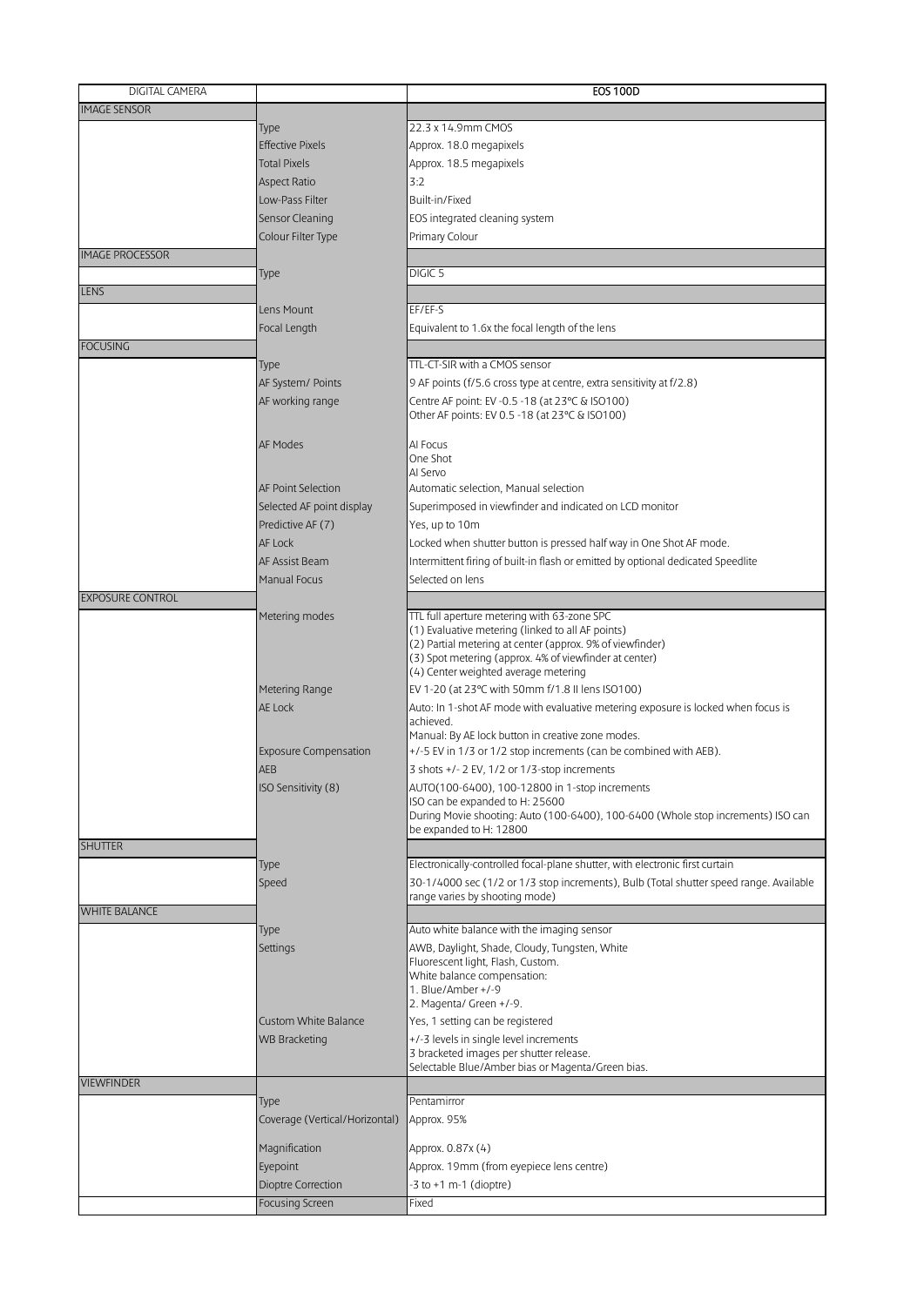| DIGITAL CAMERA | | EOS 100D |
|---|---|---|
| IMAGE SENSOR | | |
| | Type | 22.3 x 14.9mm CMOS |
| | Effective Pixels | Approx. 18.0 megapixels |
| | Total Pixels | Approx. 18.5 megapixels |
| | Aspect Ratio | 3:2 |
| | Low-Pass Filter | Built-in/Fixed |
| | Sensor Cleaning | EOS integrated cleaning system |
| | Colour Filter Type | Primary Colour |
| IMAGE PROCESSOR | | |
| | Type | DIGIC 5 |
| LENS | | |
| | Lens Mount | EF/EF-S |
| | Focal Length | Equivalent to 1.6x the focal length of the lens |
| FOCUSING | | |
| | Type | TTL-CT-SIR with a CMOS sensor |
| | AF System/ Points | 9 AF points (f/5.6 cross type at centre, extra sensitivity at f/2.8) |
| | AF working range | Centre AF point: EV -0.5 -18 (at 23°C & ISO100)<br>Other AF points: EV 0.5 -18 (at 23°C & ISO100) |
| | AF Modes | AI Focus<br>One Shot<br>AI Servo |
| | AF Point Selection | Automatic selection, Manual selection |
| | Selected AF point display | Superimposed in viewfinder and indicated on LCD monitor |
| | Predictive AF (7) | Yes, up to 10m |
| | AF Lock | Locked when shutter button is pressed half way in One Shot AF mode. |
| | AF Assist Beam | Intermittent firing of built-in flash or emitted by optional dedicated Speedlite |
| | Manual Focus | Selected on lens |
| EXPOSURE CONTROL | | |
| | Metering modes | TTL full aperture metering with 63-zone SPC<br>(1) Evaluative metering (linked to all AF points)<br>(2) Partial metering at center (approx. 9% of viewfinder)<br>(3) Spot metering (approx. 4% of viewfinder at center)<br>(4) Center weighted average metering |
| | Metering Range | EV 1-20 (at 23°C with 50mm f/1.8 II lens ISO100) |
| | AE Lock | Auto: In 1-shot AF mode with evaluative metering exposure is locked when focus is achieved.<br>Manual: By AE lock button in creative zone modes. |
| | Exposure Compensation | +/-5 EV in 1/3 or 1/2 stop increments (can be combined with AEB). |
| | AEB | 3 shots +/- 2 EV, 1/2 or 1/3-stop increments |
| | ISO Sensitivity (8) | AUTO(100-6400), 100-12800 in 1-stop increments<br>ISO can be expanded to H: 25600<br>During Movie shooting: Auto (100-6400), 100-6400 (Whole stop increments) ISO can be expanded to H: 12800 |
| SHUTTER | | |
| | Type | Electronically-controlled focal-plane shutter, with electronic first curtain |
| | Speed | 30-1/4000 sec (1/2 or 1/3 stop increments), Bulb (Total shutter speed range. Available range varies by shooting mode) |
| WHITE BALANCE | | |
| | Type | Auto white balance with the imaging sensor |
| | Settings | AWB, Daylight, Shade, Cloudy, Tungsten, White Fluorescent light, Flash, Custom.<br>White balance compensation:<br>1. Blue/Amber +/-9<br>2. Magenta/ Green +/-9. |
| | Custom White Balance | Yes, 1 setting can be registered |
| | WB Bracketing | +/-3 levels in single level increments<br>3 bracketed images per shutter release.<br>Selectable Blue/Amber bias or Magenta/Green bias. |
| VIEWFINDER | | |
| | Type | Pentamirror |
| | Coverage (Vertical/Horizontal) | Approx. 95% |
| | Magnification | Approx. 0.87x (4) |
| | Eyepoint | Approx. 19mm (from eyepiece lens centre) |
| | Dioptre Correction | -3 to +1 m-1 (dioptre) |
| | Focusing Screen | Fixed |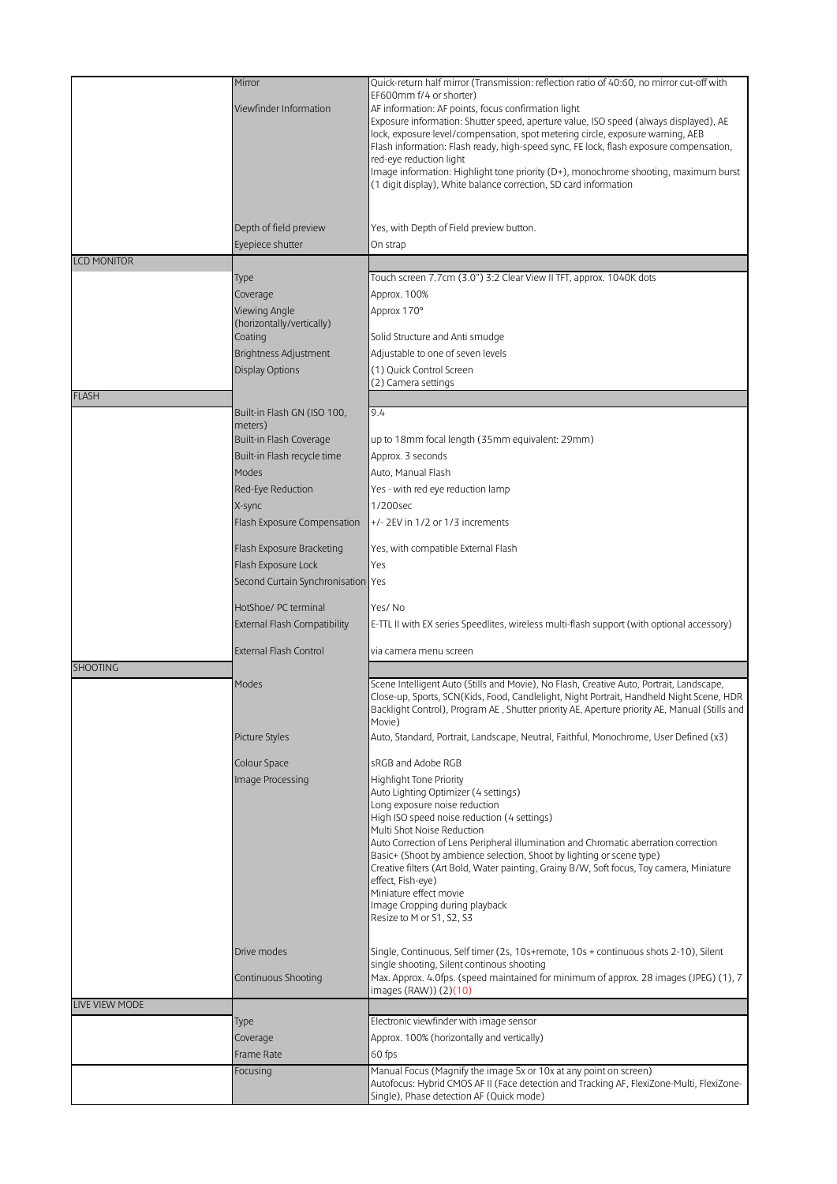| | | |
|---|---|---|
| | Mirror | Quick-return half mirror (Transmission: reflection ratio of 40:60, no mirror cut-off with EF600mm f/4 or shorter) |
| | Viewfinder Information | AF information: AF points, focus confirmation light<br>Exposure information: Shutter speed, aperture value, ISO speed (always displayed), AE lock, exposure level/compensation, spot metering circle, exposure warning, AEB<br>Flash information: Flash ready, high-speed sync, FE lock, flash exposure compensation, red-eye reduction light<br>Image information: Highlight tone priority (D+), monochrome shooting, maximum burst (1 digit display), White balance correction, SD card information |
| | Depth of field preview | Yes, with Depth of Field preview button. |
| | Eyepiece shutter | On strap |
| LCD MONITOR | | |
| | Type | Touch screen 7.7cm (3.0") 3:2 Clear View II TFT, approx. 1040K dots |
| | Coverage | Approx. 100% |
| | Viewing Angle (horizontally/vertically) | Approx 170° |
| | Coating | Solid Structure and Anti smudge |
| | Brightness Adjustment | Adjustable to one of seven levels |
| | Display Options | (1) Quick Control Screen<br>(2) Camera settings |
| FLASH | | |
| | Built-in Flash GN (ISO 100, meters) | 9.4 |
| | Built-in Flash Coverage | up to 18mm focal length (35mm equivalent: 29mm) |
| | Built-in Flash recycle time | Approx. 3 seconds |
| | Modes | Auto, Manual Flash |
| | Red-Eye Reduction | Yes - with red eye reduction lamp |
| | X-sync | 1/200sec |
| | Flash Exposure Compensation | +/- 2EV in 1/2 or 1/3 increments |
| | Flash Exposure Bracketing | Yes, with compatible External Flash |
| | Flash Exposure Lock | Yes |
| | Second Curtain Synchronisation | Yes |
| | HotShoe/ PC terminal | Yes/ No |
| | External Flash Compatibility | E-TTL II with EX series Speedlites, wireless multi-flash support (with optional accessory) |
| | External Flash Control | via camera menu screen |
| SHOOTING | | |
| | Modes | Scene Intelligent Auto (Stills and Movie), No Flash, Creative Auto, Portrait, Landscape, Close-up, Sports, SCN(Kids, Food, Candlelight, Night Portrait, Handheld Night Scene, HDR Backlight Control), Program AE , Shutter priority AE, Aperture priority AE, Manual (Stills and Movie) |
| | Picture Styles | Auto, Standard, Portrait, Landscape, Neutral, Faithful, Monochrome, User Defined (x3) |
| | Colour Space | sRGB and Adobe RGB |
| | Image Processing | Highlight Tone Priority<br>Auto Lighting Optimizer (4 settings)<br>Long exposure noise reduction<br>High ISO speed noise reduction (4 settings)<br>Multi Shot Noise Reduction<br>Auto Correction of Lens Peripheral illumination and Chromatic aberration correction<br>Basic+ (Shoot by ambience selection, Shoot by lighting or scene type)<br>Creative filters (Art Bold, Water painting, Grainy B/W, Soft focus, Toy camera, Miniature effect, Fish-eye)<br>Miniature effect movie<br>Image Cropping during playback<br>Resize to M or S1, S2, S3 |
| | Drive modes | Single, Continuous, Self timer (2s, 10s+remote, 10s + continuous shots 2-10), Silent single shooting, Silent continous shooting |
| | Continuous Shooting | Max. Approx. 4.0fps. (speed maintained for minimum of approx. 28 images (JPEG) (1), 7 images (RAW)) (2)(10) |
| LIVE VIEW MODE | | |
| | Type | Electronic viewfinder with image sensor |
| | Coverage | Approx. 100% (horizontally and vertically) |
| | Frame Rate | 60 fps |
| | Focusing | Manual Focus (Magnify the image 5x or 10x at any point on screen)<br>Autofocus: Hybrid CMOS AF II (Face detection and Tracking AF, FlexiZone-Multi, FlexiZone-Single), Phase detection AF (Quick mode) |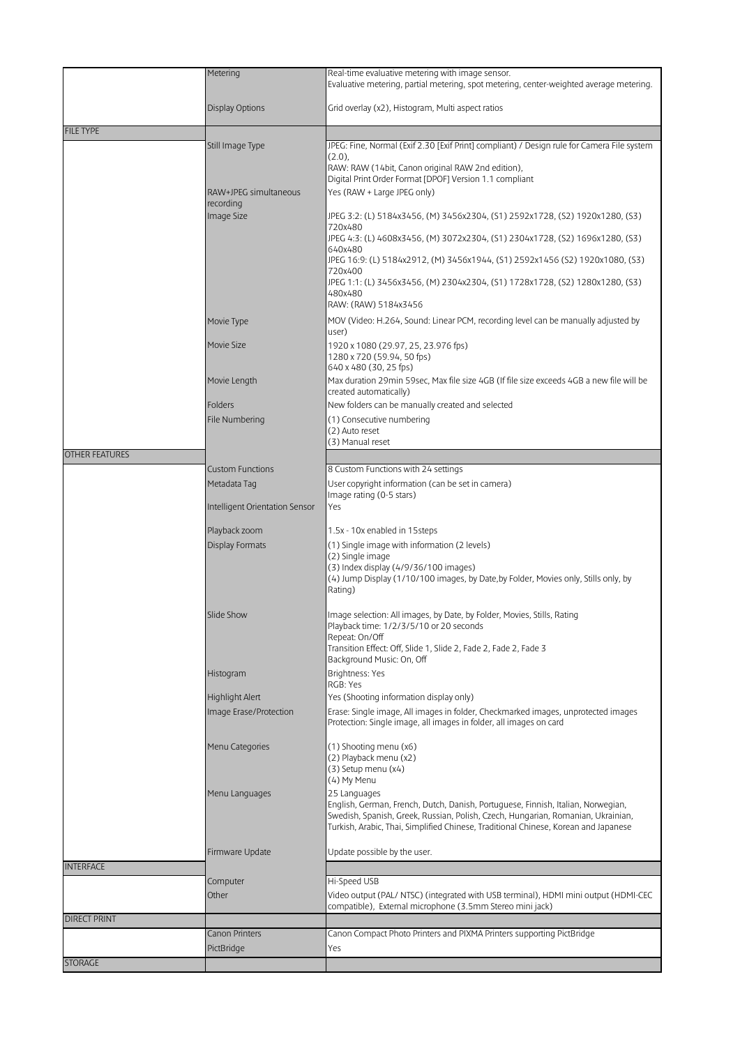| | | |
|---|---|---|
| | Metering | Real-time evaluative metering with image sensor.<br>Evaluative metering, partial metering, spot metering, center-weighted average metering. |
| | Display Options | Grid overlay (x2), Histogram, Multi aspect ratios |
| FILE TYPE | | |
| | Still Image Type | JPEG: Fine, Normal (Exif 2.30 [Exif Print] compliant) / Design rule for Camera File system (2.0),<br>RAW: RAW (14bit, Canon original RAW 2nd edition),<br>Digital Print Order Format [DPOF] Version 1.1 compliant |
| | RAW+JPEG simultaneous recording | Yes (RAW + Large JPEG only) |
| | Image Size | JPEG 3:2: (L) 5184x3456, (M) 3456x2304, (S1) 2592x1728, (S2) 1920x1280, (S3) 720x480<br>JPEG 4:3: (L) 4608x3456, (M) 3072x2304, (S1) 2304x1728, (S2) 1696x1280, (S3) 640x480<br>JPEG 16:9: (L) 5184x2912, (M) 3456x1944, (S1) 2592x1456 (S2) 1920x1080, (S3) 720x400<br>JPEG 1:1: (L) 3456x3456, (M) 2304x2304, (S1) 1728x1728, (S2) 1280x1280, (S3) 480x480<br>RAW: (RAW) 5184x3456 |
| | Movie Type | MOV (Video: H.264, Sound: Linear PCM, recording level can be manually adjusted by user) |
| | Movie Size | 1920 x 1080 (29.97, 25, 23.976 fps)<br>1280 x 720 (59.94, 50 fps)<br>640 x 480 (30, 25 fps) |
| | Movie Length | Max duration 29min 59sec, Max file size 4GB (If file size exceeds 4GB a new file will be created automatically) |
| | Folders | New folders can be manually created and selected |
| | File Numbering | (1) Consecutive numbering<br>(2) Auto reset<br>(3) Manual reset |
| OTHER FEATURES | | |
| | Custom Functions | 8 Custom Functions with 24 settings |
| | Metadata Tag | User copyright information (can be set in camera)<br>Image rating (0-5 stars) |
| | Intelligent Orientation Sensor | Yes |
| | Playback zoom | 1.5x - 10x enabled in 15steps |
| | Display Formats | (1) Single image with information (2 levels)<br>(2) Single image<br>(3) Index display (4/9/36/100 images)<br>(4) Jump Display (1/10/100 images, by Date,by Folder, Movies only, Stills only, by Rating) |
| | Slide Show | Image selection: All images, by Date, by Folder, Movies, Stills, Rating<br>Playback time: 1/2/3/5/10 or 20 seconds<br>Repeat: On/Off<br>Transition Effect: Off, Slide 1, Slide 2, Fade 2, Fade 2, Fade 3<br>Background Music: On, Off |
| | Histogram | Brightness: Yes<br>RGB: Yes |
| | Highlight Alert | Yes (Shooting information display only) |
| | Image Erase/Protection | Erase: Single image, All images in folder, Checkmarked images, unprotected images<br>Protection: Single image, all images in folder, all images on card |
| | Menu Categories | (1) Shooting menu (x6)<br>(2) Playback menu (x2)<br>(3) Setup menu (x4)<br>(4) My Menu |
| | Menu Languages | 25 Languages<br>English, German, French, Dutch, Danish, Portuguese, Finnish, Italian, Norwegian, Swedish, Spanish, Greek, Russian, Polish, Czech, Hungarian, Romanian, Ukrainian, Turkish, Arabic, Thai, Simplified Chinese, Traditional Chinese, Korean and Japanese |
| | Firmware Update | Update possible by the user. |
| INTERFACE | | |
| | Computer | Hi-Speed USB |
| | Other | Video output (PAL/ NTSC) (integrated with USB terminal), HDMI mini output (HDMI-CEC compatible), External microphone (3.5mm Stereo mini jack) |
| DIRECT PRINT | | |
| | Canon Printers | Canon Compact Photo Printers and PIXMA Printers supporting PictBridge |
| | PictBridge | Yes |
| STORAGE | | |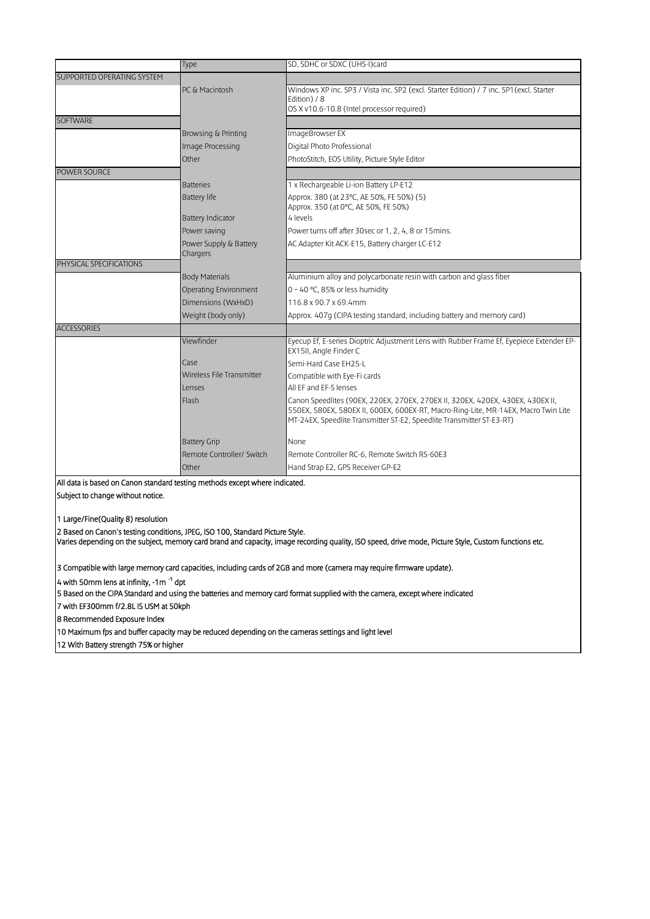| | | |
|---|---|---|
| | Type | SD, SDHC or SDXC (UHS-I)card |
| SUPPORTED OPERATING SYSTEM | | |
| | PC & Macintosh | Windows XP inc. SP3 / Vista inc. SP2 (excl. Starter Edition) / 7 inc. SP1(excl. Starter Edition) / 8<br>OS X v10.6-10.8 (Intel processor required) |
| SOFTWARE | | |
| | Browsing & Printing | ImageBrowser EX |
| | Image Processing | Digital Photo Professional |
| | Other | PhotoStitch, EOS Utility, Picture Style Editor |
| POWER SOURCE | | |
| | Batteries | 1 x Rechargeable Li-ion Battery LP-E12 |
| | Battery life | Approx. 380 (at 23°C, AE 50%, FE 50%) (5)<br>Approx. 350 (at 0°C, AE 50%, FE 50%) |
| | Battery Indicator | 4 levels |
| | Power saving | Power turns off after 30sec or 1, 2, 4, 8 or 15mins. |
| | Power Supply & Battery Chargers | AC Adapter Kit ACK-E15, Battery charger LC-E12 |
| PHYSICAL SPECIFICATIONS | | |
| | Body Materials | Aluminium alloy and polycarbonate resin with carbon and glass fiber |
| | Operating Environment | 0 – 40 °C, 85% or less humidity |
| | Dimensions (WxHxD) | 116.8 x 90.7 x 69.4mm |
| | Weight (body only) | Approx. 407g (CIPA testing standard, including battery and memory card) |
| ACCESSORIES | | |
| | Viewfinder | Eyecup Ef, E-series Dioptric Adjustment Lens with Rubber Frame Ef, Eyepiece Extender EP-EX15II, Angle Finder C |
| | Case | Semi-Hard Case EH25-L |
| | Wireless File Transmitter | Compatible with Eye-Fi cards |
| | Lenses | All EF and EF-S lenses |
| | Flash | Canon Speedlites (90EX, 220EX, 270EX, 270EX II, 320EX, 420EX, 430EX, 430EX II, 550EX, 580EX, 580EX II, 600EX, 600EX-RT, Macro-Ring-Lite, MR-14EX, Macro Twin Lite MT-24EX, Speedlite Transmitter ST-E2, Speedlite Transmitter ST-E3-RT) |
| | Battery Grip | None |
| | Remote Controller/ Switch | Remote Controller RC-6, Remote Switch RS-60E3 |
| | Other | Hand Strap E2, GPS Receiver GP-E2 |

All data is based on Canon standard testing methods except where indicated.

Subject to change without notice.

1 Large/Fine(Quality 8) resolution

2 Based on Canon's testing conditions, JPEG, ISO 100, Standard Picture Style.
Varies depending on the subject, memory card brand and capacity, image recording quality, ISO speed, drive mode, Picture Style, Custom functions etc.

3 Compatible with large memory card capacities, including cards of 2GB and more (camera may require firmware update).

4 with 50mm lens at infinity, $-1m^{-1}$ dpt

5 Based on the CIPA Standard and using the batteries and memory card format supplied with the camera, except where indicated

7 with EF300mm f/2.8L IS USM at 50kph

8 Recommended Exposure Index

10 Maximum fps and buffer capacity may be reduced depending on the cameras settings and light level

12 With Battery strength 75% or higher